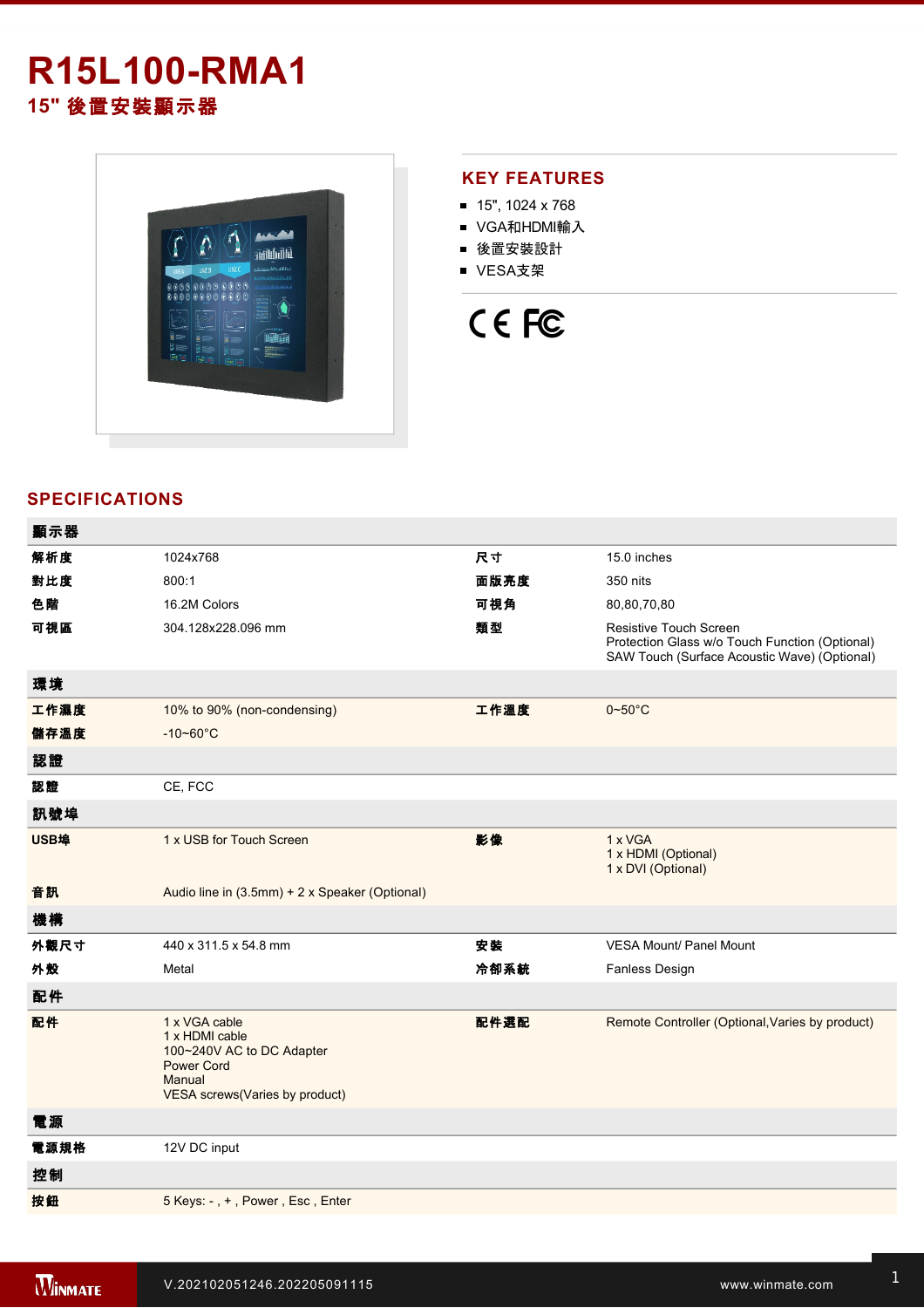# R15L100-RMA1

## 15" 後置安裝顯示器

## KEY FEATURES

- 15", 1024 x 768
- VGA和HDMI輸入
- 後置安裝設計
- VESA支架

CE FC

## SPECIFICATIONS

| 顯示器 | | | |
|---|---|---|---|
| 解析度 | 1024x768 | 尺寸 | 15.0 inches |
| 對比度 | 800:1 | 面版亮度 | 350 nits |
| 色階 | 16.2M Colors | 可視角 | 80,80,70,80 |
| 可視區 | 304.128x228.096 mm | 類型 | Resistive Touch Screen<br>Protection Glass w/o Touch Function (Optional)<br>SAW Touch (Surface Acoustic Wave) (Optional) |
| **環境** | | | |
| 工作濕度 | 10% to 90% (non-condensing) | 工作溫度 | 0~50°C |
| 儲存溫度 | -10~60°C | | |
| **認證** | | | |
| 認證 | CE, FCC | | |
| **訊號埠** | | | |
| USB埠 | 1 x USB for Touch Screen | 影像 | 1 x VGA<br>1 x HDMI (Optional)<br>1 x DVI (Optional) |
| 音訊 | Audio line in (3.5mm) + 2 x Speaker (Optional) | | |
| **機構** | | | |
| 外觀尺寸 | 440 x 311.5 x 54.8 mm | 安裝 | VESA Mount/ Panel Mount |
| 外殼 | Metal | 冷卻系統 | Fanless Design |
| **配件** | | | |
| 配件 | 1 x VGA cable<br>1 x HDMI cable<br>100~240V AC to DC Adapter<br>Power Cord<br>Manual<br>VESA screws(Varies by product) | 配件選配 | Remote Controller (Optional,Varies by product) |
| **電源** | | | |
| 電源規格 | 12V DC input | | |
| **控制** | | | |
| 按鈕 | 5 Keys: - , + , Power , Esc , Enter | | |

V.202102051246.202205091115 www.winmate.com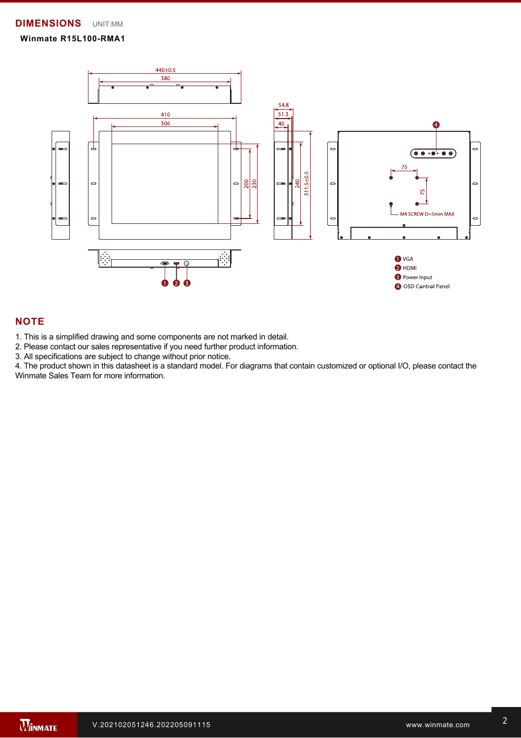## DIMENSIONS UNIT:MM

**Winmate R15L100-RMA1**

440±0.5
380
410
306
200
230
54.8
51.3
40
240
311.5±0.5
75
75
M4 SCREW D=5mm MAX

1 VGA
2 HDMI
3 Power Input
4 OSD Control Panel

## NOTE

1. This is a simplified drawing and some components are not marked in detail.
2. Please contact our sales representative if you need further product information.
3. All specifications are subject to change without prior notice.
4. The product shown in this datasheet is a standard model. For diagrams that contain customized or optional I/O, please contact the Winmate Sales Team for more information.